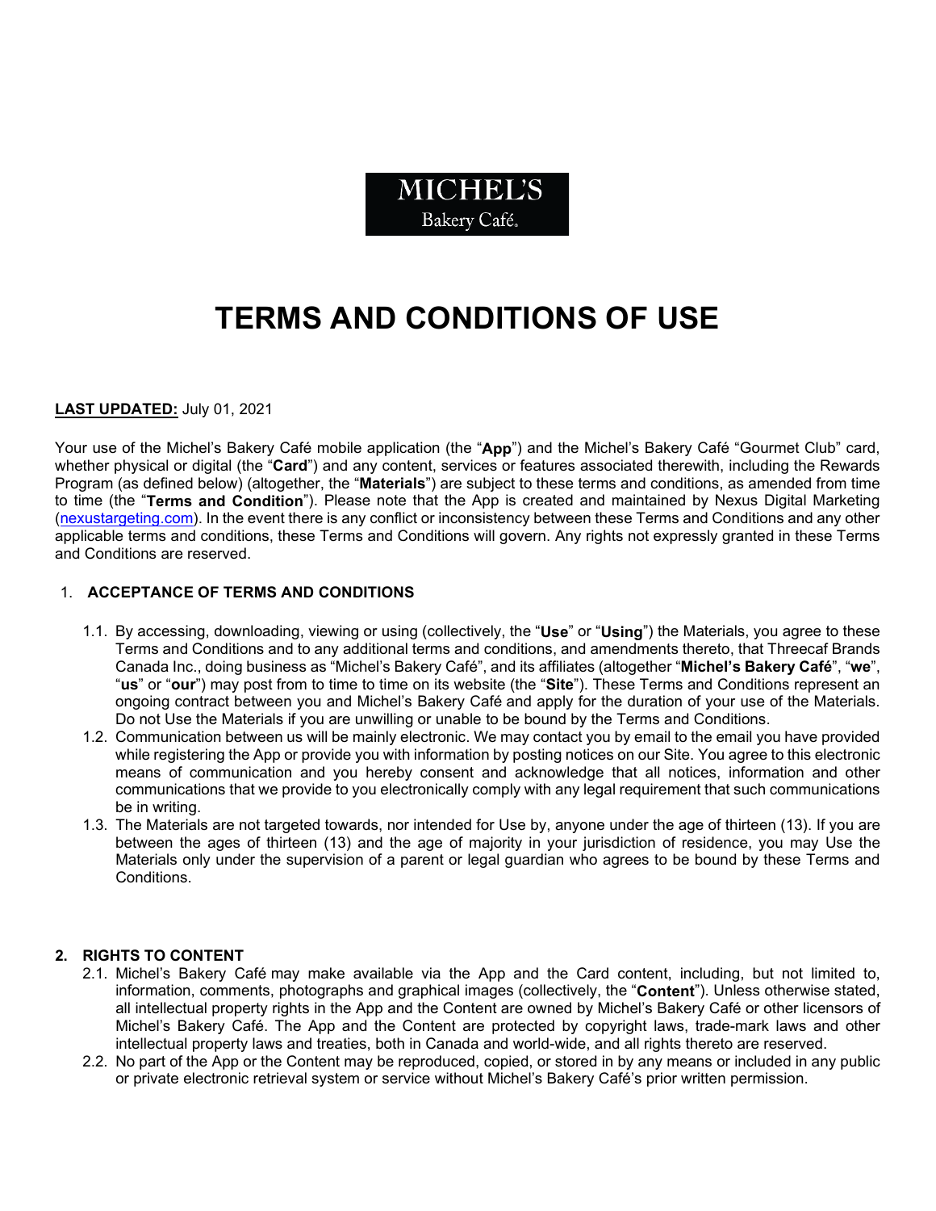MICHEL'S
Bakery Café

# TERMS AND CONDITIONS OF USE

**LAST UPDATED:** July 01, 2021

Your use of the Michel's Bakery Café mobile application (the "**App**") and the Michel's Bakery Café "Gourmet Club" card, whether physical or digital (the "**Card**") and any content, services or features associated therewith, including the Rewards Program (as defined below) (altogether, the "**Materials**") are subject to these terms and conditions, as amended from time to time (the "**Terms and Condition**"). Please note that the App is created and maintained by Nexus Digital Marketing (nexustargeting.com). In the event there is any conflict or inconsistency between these Terms and Conditions and any other applicable terms and conditions, these Terms and Conditions will govern. Any rights not expressly granted in these Terms and Conditions are reserved.

## 1. ACCEPTANCE OF TERMS AND CONDITIONS

1.1. By accessing, downloading, viewing or using (collectively, the "**Use**" or "**Using**") the Materials, you agree to these Terms and Conditions and to any additional terms and conditions, and amendments thereto, that Threecaf Brands Canada Inc., doing business as "Michel's Bakery Café", and its affiliates (altogether "**Michel's Bakery Café**", "**we**", "**us**" or "**our**") may post from to time to time on its website (the "**Site**"). These Terms and Conditions represent an ongoing contract between you and Michel's Bakery Café and apply for the duration of your use of the Materials. Do not Use the Materials if you are unwilling or unable to be bound by the Terms and Conditions.

1.2. Communication between us will be mainly electronic. We may contact you by email to the email you have provided while registering the App or provide you with information by posting notices on our Site. You agree to this electronic means of communication and you hereby consent and acknowledge that all notices, information and other communications that we provide to you electronically comply with any legal requirement that such communications be in writing.

1.3. The Materials are not targeted towards, nor intended for Use by, anyone under the age of thirteen (13). If you are between the ages of thirteen (13) and the age of majority in your jurisdiction of residence, you may Use the Materials only under the supervision of a parent or legal guardian who agrees to be bound by these Terms and Conditions.

## 2. RIGHTS TO CONTENT

2.1. Michel's Bakery Café may make available via the App and the Card content, including, but not limited to, information, comments, photographs and graphical images (collectively, the "**Content**"). Unless otherwise stated, all intellectual property rights in the App and the Content are owned by Michel's Bakery Café or other licensors of Michel's Bakery Café. The App and the Content are protected by copyright laws, trade-mark laws and other intellectual property laws and treaties, both in Canada and world-wide, and all rights thereto are reserved.

2.2. No part of the App or the Content may be reproduced, copied, or stored in by any means or included in any public or private electronic retrieval system or service without Michel's Bakery Café's prior written permission.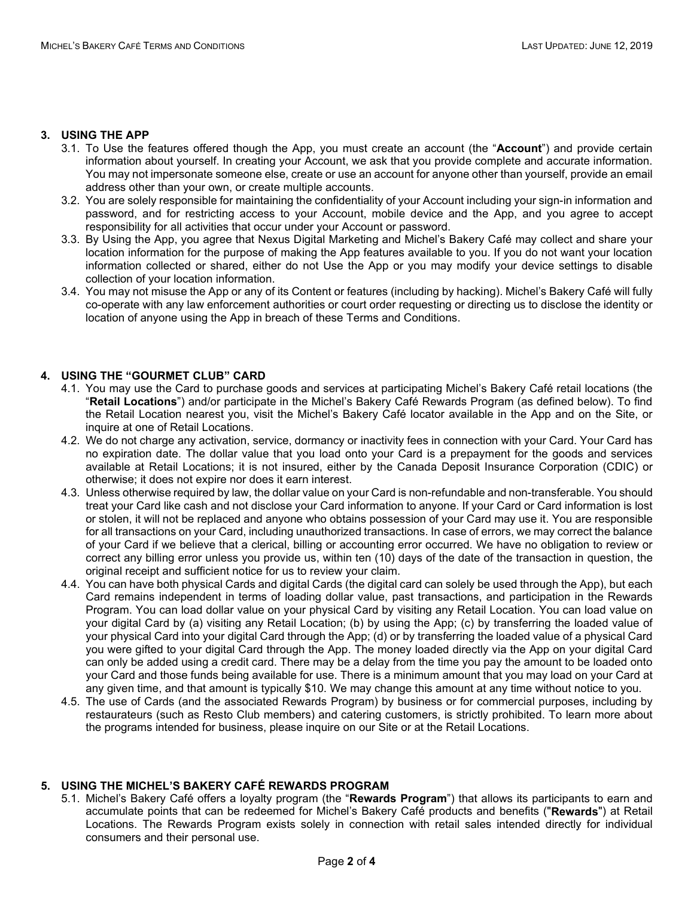## 3. USING THE APP

3.1. To Use the features offered though the App, you must create an account (the "**Account**") and provide certain information about yourself. In creating your Account, we ask that you provide complete and accurate information. You may not impersonate someone else, create or use an account for anyone other than yourself, provide an email address other than your own, or create multiple accounts.

3.2. You are solely responsible for maintaining the confidentiality of your Account including your sign-in information and password, and for restricting access to your Account, mobile device and the App, and you agree to accept responsibility for all activities that occur under your Account or password.

3.3. By Using the App, you agree that Nexus Digital Marketing and Michel's Bakery Café may collect and share your location information for the purpose of making the App features available to you. If you do not want your location information collected or shared, either do not Use the App or you may modify your device settings to disable collection of your location information.

3.4. You may not misuse the App or any of its Content or features (including by hacking). Michel's Bakery Café will fully co-operate with any law enforcement authorities or court order requesting or directing us to disclose the identity or location of anyone using the App in breach of these Terms and Conditions.

## 4. USING THE "GOURMET CLUB" CARD

4.1. You may use the Card to purchase goods and services at participating Michel's Bakery Café retail locations (the "**Retail Locations**") and/or participate in the Michel's Bakery Café Rewards Program (as defined below). To find the Retail Location nearest you, visit the Michel's Bakery Café locator available in the App and on the Site, or inquire at one of Retail Locations.

4.2. We do not charge any activation, service, dormancy or inactivity fees in connection with your Card. Your Card has no expiration date. The dollar value that you load onto your Card is a prepayment for the goods and services available at Retail Locations; it is not insured, either by the Canada Deposit Insurance Corporation (CDIC) or otherwise; it does not expire nor does it earn interest.

4.3. Unless otherwise required by law, the dollar value on your Card is non-refundable and non-transferable. You should treat your Card like cash and not disclose your Card information to anyone. If your Card or Card information is lost or stolen, it will not be replaced and anyone who obtains possession of your Card may use it. You are responsible for all transactions on your Card, including unauthorized transactions. In case of errors, we may correct the balance of your Card if we believe that a clerical, billing or accounting error occurred. We have no obligation to review or correct any billing error unless you provide us, within ten (10) days of the date of the transaction in question, the original receipt and sufficient notice for us to review your claim.

4.4. You can have both physical Cards and digital Cards (the digital card can solely be used through the App), but each Card remains independent in terms of loading dollar value, past transactions, and participation in the Rewards Program. You can load dollar value on your physical Card by visiting any Retail Location. You can load value on your digital Card by (a) visiting any Retail Location; (b) by using the App; (c) by transferring the loaded value of your physical Card into your digital Card through the App; (d) or by transferring the loaded value of a physical Card you were gifted to your digital Card through the App. The money loaded directly via the App on your digital Card can only be added using a credit card. There may be a delay from the time you pay the amount to be loaded onto your Card and those funds being available for use. There is a minimum amount that you may load on your Card at any given time, and that amount is typically $10. We may change this amount at any time without notice to you.

4.5. The use of Cards (and the associated Rewards Program) by business or for commercial purposes, including by restaurateurs (such as Resto Club members) and catering customers, is strictly prohibited. To learn more about the programs intended for business, please inquire on our Site or at the Retail Locations.

## 5. USING THE MICHEL'S BAKERY CAFÉ REWARDS PROGRAM

5.1. Michel's Bakery Café offers a loyalty program (the "**Rewards Program**") that allows its participants to earn and accumulate points that can be redeemed for Michel's Bakery Café products and benefits ("**Rewards**") at Retail Locations. The Rewards Program exists solely in connection with retail sales intended directly for individual consumers and their personal use.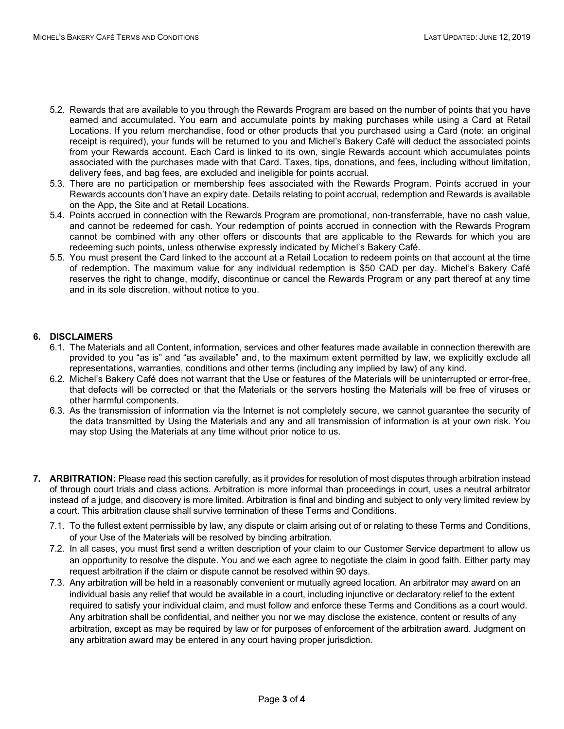5.2. Rewards that are available to you through the Rewards Program are based on the number of points that you have earned and accumulated. You earn and accumulate points by making purchases while using a Card at Retail Locations. If you return merchandise, food or other products that you purchased using a Card (note: an original receipt is required), your funds will be returned to you and Michel's Bakery Café will deduct the associated points from your Rewards account. Each Card is linked to its own, single Rewards account which accumulates points associated with the purchases made with that Card. Taxes, tips, donations, and fees, including without limitation, delivery fees, and bag fees, are excluded and ineligible for points accrual.

5.3. There are no participation or membership fees associated with the Rewards Program. Points accrued in your Rewards accounts don't have an expiry date. Details relating to point accrual, redemption and Rewards is available on the App, the Site and at Retail Locations.

5.4. Points accrued in connection with the Rewards Program are promotional, non-transferrable, have no cash value, and cannot be redeemed for cash. Your redemption of points accrued in connection with the Rewards Program cannot be combined with any other offers or discounts that are applicable to the Rewards for which you are redeeming such points, unless otherwise expressly indicated by Michel's Bakery Café.

5.5. You must present the Card linked to the account at a Retail Location to redeem points on that account at the time of redemption. The maximum value for any individual redemption is $50 CAD per day. Michel's Bakery Café reserves the right to change, modify, discontinue or cancel the Rewards Program or any part thereof at any time and in its sole discretion, without notice to you.

## 6. DISCLAIMERS

6.1. The Materials and all Content, information, services and other features made available in connection therewith are provided to you "as is" and "as available" and, to the maximum extent permitted by law, we explicitly exclude all representations, warranties, conditions and other terms (including any implied by law) of any kind.

6.2. Michel's Bakery Café does not warrant that the Use or features of the Materials will be uninterrupted or error-free, that defects will be corrected or that the Materials or the servers hosting the Materials will be free of viruses or other harmful components.

6.3. As the transmission of information via the Internet is not completely secure, we cannot guarantee the security of the data transmitted by Using the Materials and any and all transmission of information is at your own risk. You may stop Using the Materials at any time without prior notice to us.

**7. ARBITRATION:** Please read this section carefully, as it provides for resolution of most disputes through arbitration instead of through court trials and class actions. Arbitration is more informal than proceedings in court, uses a neutral arbitrator instead of a judge, and discovery is more limited. Arbitration is final and binding and subject to only very limited review by a court. This arbitration clause shall survive termination of these Terms and Conditions.

7.1. To the fullest extent permissible by law, any dispute or claim arising out of or relating to these Terms and Conditions, of your Use of the Materials will be resolved by binding arbitration.

7.2. In all cases, you must first send a written description of your claim to our Customer Service department to allow us an opportunity to resolve the dispute. You and we each agree to negotiate the claim in good faith. Either party may request arbitration if the claim or dispute cannot be resolved within 90 days.

7.3. Any arbitration will be held in a reasonably convenient or mutually agreed location. An arbitrator may award on an individual basis any relief that would be available in a court, including injunctive or declaratory relief to the extent required to satisfy your individual claim, and must follow and enforce these Terms and Conditions as a court would. Any arbitration shall be confidential, and neither you nor we may disclose the existence, content or results of any arbitration, except as may be required by law or for purposes of enforcement of the arbitration award. Judgment on any arbitration award may be entered in any court having proper jurisdiction.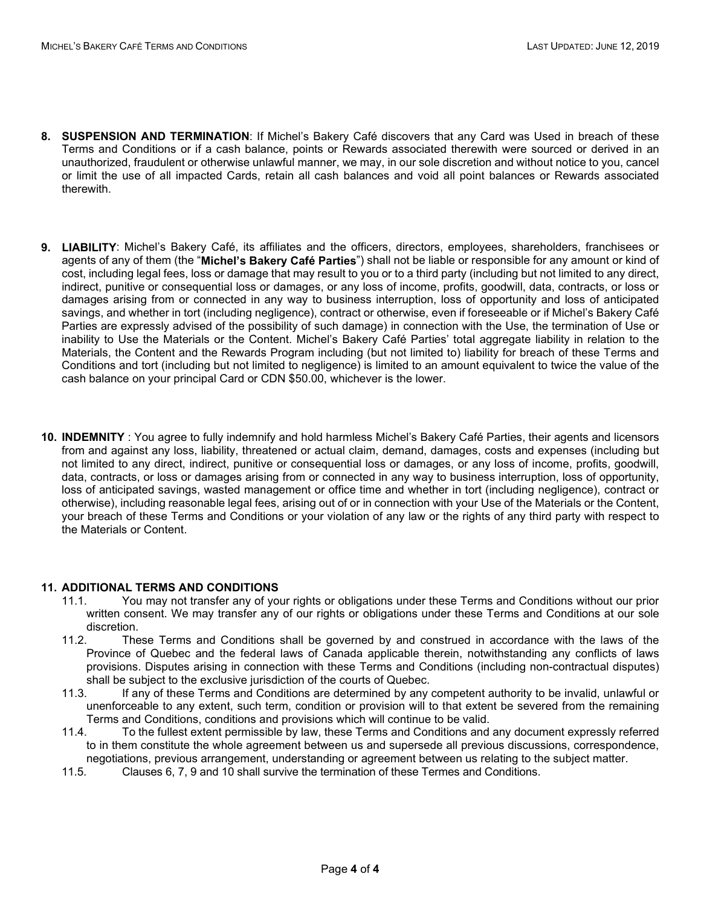8. **SUSPENSION AND TERMINATION**: If Michel's Bakery Café discovers that any Card was Used in breach of these Terms and Conditions or if a cash balance, points or Rewards associated therewith were sourced or derived in an unauthorized, fraudulent or otherwise unlawful manner, we may, in our sole discretion and without notice to you, cancel or limit the use of all impacted Cards, retain all cash balances and void all point balances or Rewards associated therewith.

9. **LIABILITY**: Michel's Bakery Café, its affiliates and the officers, directors, employees, shareholders, franchisees or agents of any of them (the "**Michel's Bakery Café Parties**") shall not be liable or responsible for any amount or kind of cost, including legal fees, loss or damage that may result to you or to a third party (including but not limited to any direct, indirect, punitive or consequential loss or damages, or any loss of income, profits, goodwill, data, contracts, or loss or damages arising from or connected in any way to business interruption, loss of opportunity and loss of anticipated savings, and whether in tort (including negligence), contract or otherwise, even if foreseeable or if Michel's Bakery Café Parties are expressly advised of the possibility of such damage) in connection with the Use, the termination of Use or inability to Use the Materials or the Content. Michel's Bakery Café Parties' total aggregate liability in relation to the Materials, the Content and the Rewards Program including (but not limited to) liability for breach of these Terms and Conditions and tort (including but not limited to negligence) is limited to an amount equivalent to twice the value of the cash balance on your principal Card or CDN $50.00, whichever is the lower.

10. **INDEMNITY** : You agree to fully indemnify and hold harmless Michel's Bakery Café Parties, their agents and licensors from and against any loss, liability, threatened or actual claim, demand, damages, costs and expenses (including but not limited to any direct, indirect, punitive or consequential loss or damages, or any loss of income, profits, goodwill, data, contracts, or loss or damages arising from or connected in any way to business interruption, loss of opportunity, loss of anticipated savings, wasted management or office time and whether in tort (including negligence), contract or otherwise), including reasonable legal fees, arising out of or in connection with your Use of the Materials or the Content, your breach of these Terms and Conditions or your violation of any law or the rights of any third party with respect to the Materials or Content.

11. **ADDITIONAL TERMS AND CONDITIONS**
    - 11.1. You may not transfer any of your rights or obligations under these Terms and Conditions without our prior written consent. We may transfer any of our rights or obligations under these Terms and Conditions at our sole discretion.
    - 11.2. These Terms and Conditions shall be governed by and construed in accordance with the laws of the Province of Quebec and the federal laws of Canada applicable therein, notwithstanding any conflicts of laws provisions. Disputes arising in connection with these Terms and Conditions (including non-contractual disputes) shall be subject to the exclusive jurisdiction of the courts of Quebec.
    - 11.3. If any of these Terms and Conditions are determined by any competent authority to be invalid, unlawful or unenforceable to any extent, such term, condition or provision will to that extent be severed from the remaining Terms and Conditions, conditions and provisions which will continue to be valid.
    - 11.4. To the fullest extent permissible by law, these Terms and Conditions and any document expressly referred to in them constitute the whole agreement between us and supersede all previous discussions, correspondence, negotiations, previous arrangement, understanding or agreement between us relating to the subject matter.
    - 11.5. Clauses 6, 7, 9 and 10 shall survive the termination of these Termes and Conditions.